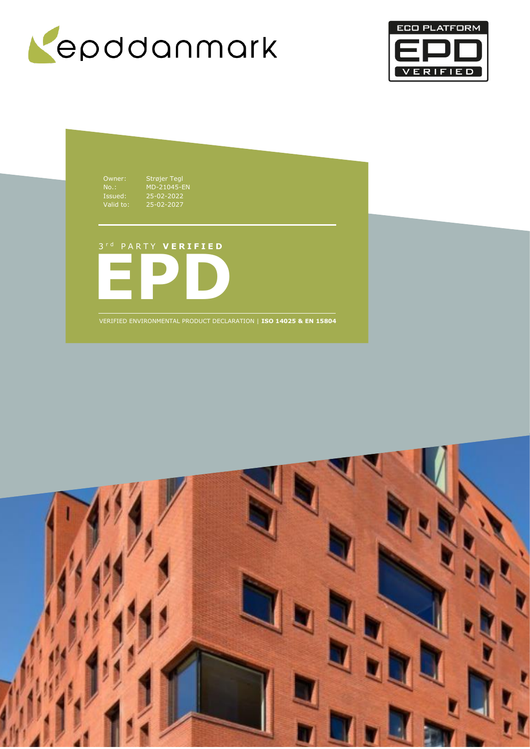epddanmark

ECO PLATFORM EPD VERIFIED

Owner: Strøjer Tegl
No.: MD-21045-EN
Issued: 25-02-2022
Valid to: 25-02-2027

3rd PARTY **VERIFIED**

# EPD

VERIFIED ENVIRONMENTAL PRODUCT DECLARATION | **ISO 14025 & EN 15804**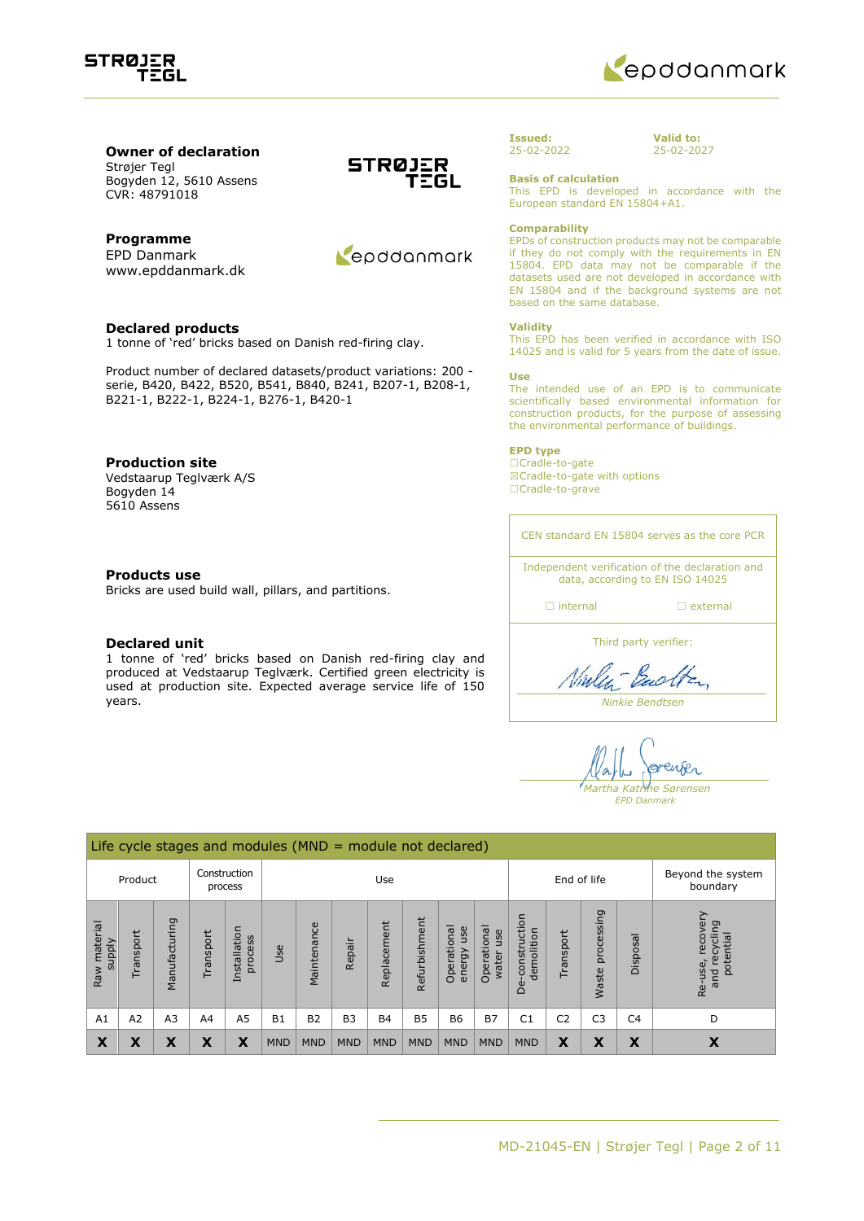**Owner of declaration**
Strøjer Tegl
Bogyden 12, 5610 Assens
CVR: 48791018

**Programme**
EPD Danmark
www.epddanmark.dk

**Declared products**
1 tonne of 'red' bricks based on Danish red-firing clay.

Product number of declared datasets/product variations: 200 -serie, B420, B422, B520, B541, B840, B241, B207-1, B208-1, B221-1, B222-1, B224-1, B276-1, B420-1

**Production site**
Vedstaarup Teglværk A/S
Bogyden 14
5610 Assens

**Products use**
Bricks are used build wall, pillars, and partitions.

**Declared unit**
1 tonne of 'red' bricks based on Danish red-firing clay and produced at Vedstaarup Teglværk. Certified green electricity is used at production site. Expected average service life of 150 years.

**Issued:**
25-02-2022

**Valid to:**
25-02-2027

**Basis of calculation**
This EPD is developed in accordance with the European standard EN 15804+A1.

**Comparability**
EPDs of construction products may not be comparable if they do not comply with the requirements in EN 15804. EPD data may not be comparable if the datasets used are not developed in accordance with EN 15804 and if the background systems are not based on the same database.

**Validity**
This EPD has been verified in accordance with ISO 14025 and is valid for 5 years from the date of issue.

**Use**
The intended use of an EPD is to communicate scientifically based environmental information for construction products, for the purpose of assessing the environmental performance of buildings.

**EPD type**
☐Cradle-to-gate
☒Cradle-to-gate with options
☐Cradle-to-grave

CEN standard EN 15804 serves as the core PCR

Independent verification of the declaration and data, according to EN ISO 14025

☐ internal ☐ external

Third party verifier:

*Ninkie Bendtsen*

*Martha Katrine Sørensen*
*EPD Danmark*

| Life cycle stages and modules (MND = module not declared) | | | | | | | | | | | | | | | | |
|---|---|---|---|---|---|---|---|---|---|---|---|---|---|---|---|---|
| Product | | | Construction process | | Use | | | | | | | End of life | | | | Beyond the system boundary |
| Raw material supply | Transport | Manufacturing | Transport | Installation process | Use | Maintenance | Repair | Replacement | Refurbishment | Operational energy use | Operational water use | De-construction demolition | Transport | Waste processing | Disposal | Re-use, recovery and recycling potential |
| A1 | A2 | A3 | A4 | A5 | B1 | B2 | B3 | B4 | B5 | B6 | B7 | C1 | C2 | C3 | C4 | D |
| X | X | X | X | X | MND | MND | MND | MND | MND | MND | MND | MND | X | X | X | X |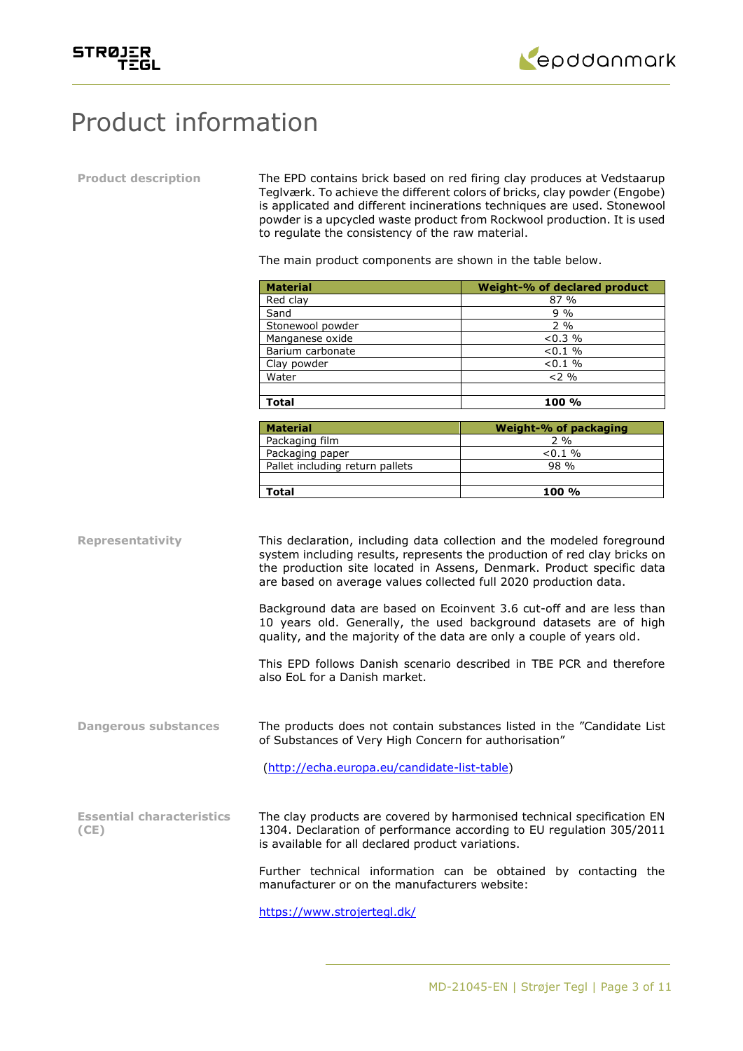# Product information

**Product description**

The EPD contains brick based on red firing clay produces at Vedstaarup Teglværk. To achieve the different colors of bricks, clay powder (Engobe) is applicated and different incinerations techniques are used. Stonewool powder is a upcycled waste product from Rockwool production. It is used to regulate the consistency of the raw material.

The main product components are shown in the table below.

| Material | Weight-% of declared product |
|---|---|
| Red clay | 87 % |
| Sand | 9 % |
| Stonewool powder | 2 % |
| Manganese oxide | <0.3 % |
| Barium carbonate | <0.1 % |
| Clay powder | <0.1 % |
| Water | <2 % |
| | |
| **Total** | **100 %** |

| Material | Weight-% of packaging |
|---|---|
| Packaging film | 2 % |
| Packaging paper | <0.1 % |
| Pallet including return pallets | 98 % |
| | |
| **Total** | **100 %** |

**Representativity**

This declaration, including data collection and the modeled foreground system including results, represents the production of red clay bricks on the production site located in Assens, Denmark. Product specific data are based on average values collected full 2020 production data.

Background data are based on Ecoinvent 3.6 cut-off and are less than 10 years old. Generally, the used background datasets are of high quality, and the majority of the data are only a couple of years old.

This EPD follows Danish scenario described in TBE PCR and therefore also EoL for a Danish market.

**Dangerous substances**

The products does not contain substances listed in the "Candidate List of Substances of Very High Concern for authorisation"

(http://echa.europa.eu/candidate-list-table)

**Essential characteristics (CE)**

The clay products are covered by harmonised technical specification EN 1304. Declaration of performance according to EU regulation 305/2011 is available for all declared product variations.

Further technical information can be obtained by contacting the manufacturer or on the manufacturers website:

https://www.strojertegl.dk/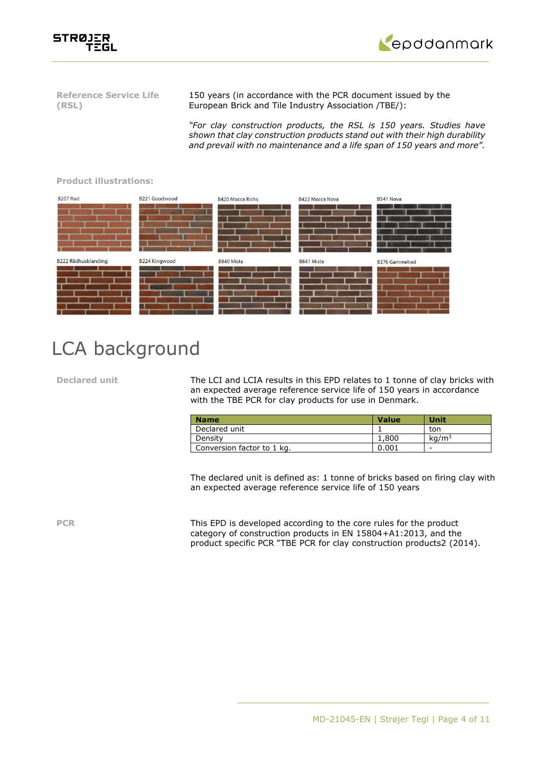**Reference Service Life (RSL)**

150 years (in accordance with the PCR document issued by the European Brick and Tile Industry Association /TBE/):

*"For clay construction products, the RSL is 150 years. Studies have shown that clay construction products stand out with their high durability and prevail with no maintenance and a life span of 150 years and more".*

**Product illustrations:**

B207 Rød

B221 Goodwood

B420 Mocca Richs

B422 Mocca Nova

B541 Nova

B222 Rådhusblanding

B224 Kingwood

B840 Mista

B841 Mista

B276 Gammelrød

# LCA background

**Declared unit**

The LCI and LCIA results in this EPD relates to 1 tonne of clay bricks with an expected average reference service life of 150 years in accordance with the TBE PCR for clay products for use in Denmark.

| Name | Value | Unit |
|---|---|---|
| Declared unit | 1 | ton |
| Density | 1,800 | kg/m$^3$ |
| Conversion factor to 1 kg. | 0.001 | - |

The declared unit is defined as: 1 tonne of bricks based on firing clay with an expected average reference service life of 150 years

**PCR**

This EPD is developed according to the core rules for the product category of construction products in EN 15804+A1:2013, and the product specific PCR "TBE PCR for clay construction products2 (2014).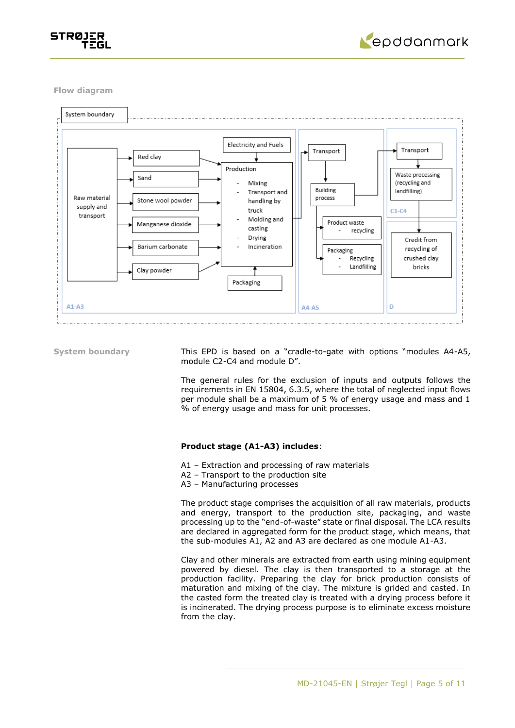### Flow diagram

System boundary

A1-A3:
- Raw material supply and transport
- Red clay
- Sand
- Stone wool powder
- Manganese dioxide
- Barium carbonate
- Clay powder
- Electricity and Fuels
- Production
  - Mixing
  - Transport and handling by truck
  - Molding and casting
  - Drying
  - Incineration
- Packaging

A4-A5:
- Transport
- Building process
- Product waste
  - recycling
- Packaging
  - Recycling
  - Landfilling

C1-C4:
- Transport
- Waste processing (recycling and landfilling)

D:
- Credit from recycling of crushed clay bricks

### System boundary

This EPD is based on a "cradle-to-gate with options "modules A4-A5, module C2-C4 and module D".

The general rules for the exclusion of inputs and outputs follows the requirements in EN 15804, 6.3.5, where the total of neglected input flows per module shall be a maximum of 5 % of energy usage and mass and 1 % of energy usage and mass for unit processes.

**Product stage (A1-A3) includes**:

A1 – Extraction and processing of raw materials
A2 – Transport to the production site
A3 – Manufacturing processes

The product stage comprises the acquisition of all raw materials, products and energy, transport to the production site, packaging, and waste processing up to the "end-of-waste" state or final disposal. The LCA results are declared in aggregated form for the product stage, which means, that the sub-modules A1, A2 and A3 are declared as one module A1-A3.

Clay and other minerals are extracted from earth using mining equipment powered by diesel. The clay is then transported to a storage at the production facility. Preparing the clay for brick production consists of maturation and mixing of the clay. The mixture is grided and casted. In the casted form the treated clay is treated with a drying process before it is incinerated. The drying process purpose is to eliminate excess moisture from the clay.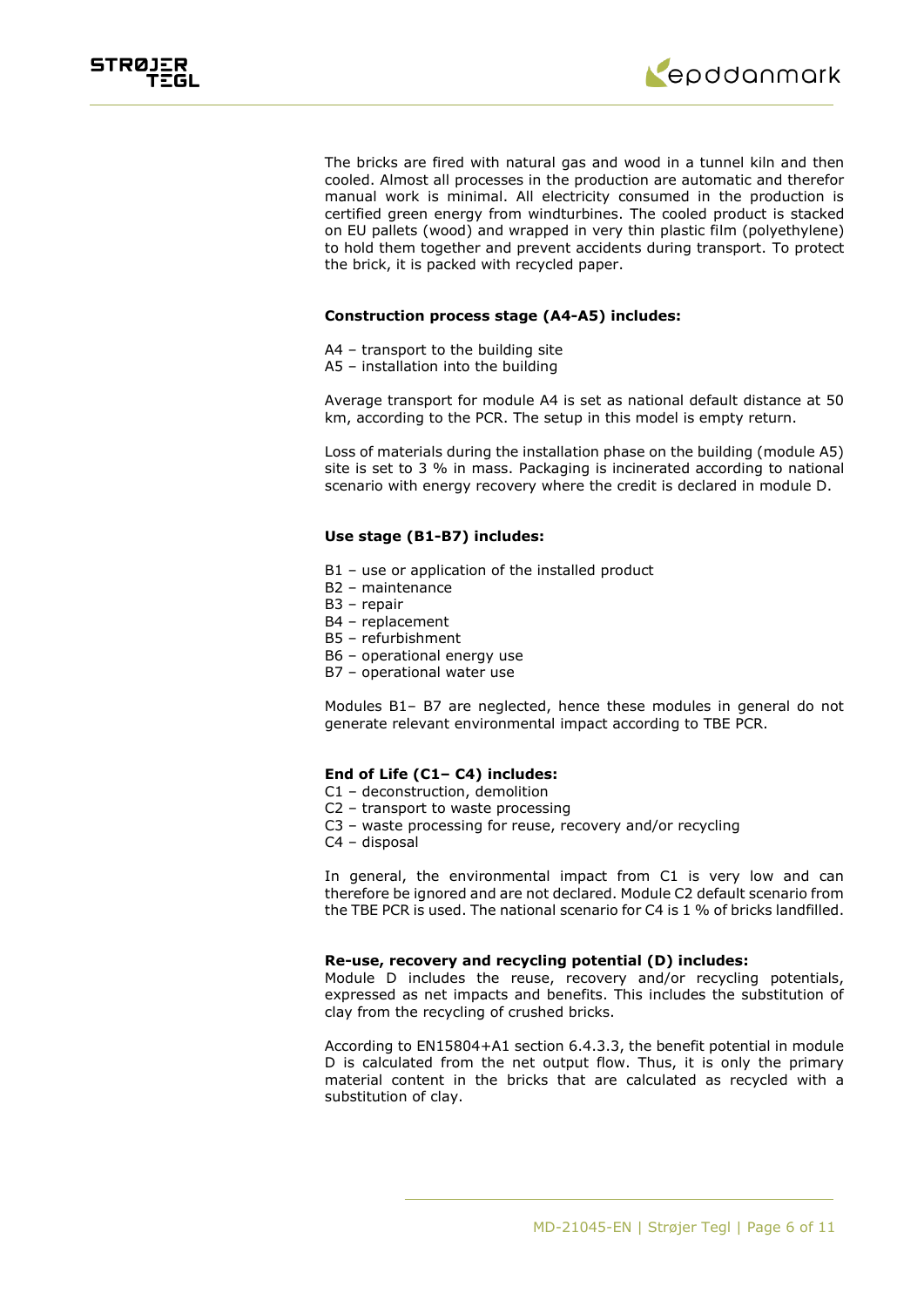The bricks are fired with natural gas and wood in a tunnel kiln and then cooled. Almost all processes in the production are automatic and therefor manual work is minimal. All electricity consumed in the production is certified green energy from windturbines. The cooled product is stacked on EU pallets (wood) and wrapped in very thin plastic film (polyethylene) to hold them together and prevent accidents during transport. To protect the brick, it is packed with recycled paper.

**Construction process stage (A4-A5) includes:**

A4 – transport to the building site
A5 – installation into the building

Average transport for module A4 is set as national default distance at 50 km, according to the PCR. The setup in this model is empty return.

Loss of materials during the installation phase on the building (module A5) site is set to 3 % in mass. Packaging is incinerated according to national scenario with energy recovery where the credit is declared in module D.

**Use stage (B1-B7) includes:**

B1 – use or application of the installed product
B2 – maintenance
B3 – repair
B4 – replacement
B5 – refurbishment
B6 – operational energy use
B7 – operational water use

Modules B1– B7 are neglected, hence these modules in general do not generate relevant environmental impact according to TBE PCR.

**End of Life (C1– C4) includes:**

C1 – deconstruction, demolition
C2 – transport to waste processing
C3 – waste processing for reuse, recovery and/or recycling
C4 – disposal

In general, the environmental impact from C1 is very low and can therefore be ignored and are not declared. Module C2 default scenario from the TBE PCR is used. The national scenario for C4 is 1 % of bricks landfilled.

**Re-use, recovery and recycling potential (D) includes:**

Module D includes the reuse, recovery and/or recycling potentials, expressed as net impacts and benefits. This includes the substitution of clay from the recycling of crushed bricks.

According to EN15804+A1 section 6.4.3.3, the benefit potential in module D is calculated from the net output flow. Thus, it is only the primary material content in the bricks that are calculated as recycled with a substitution of clay.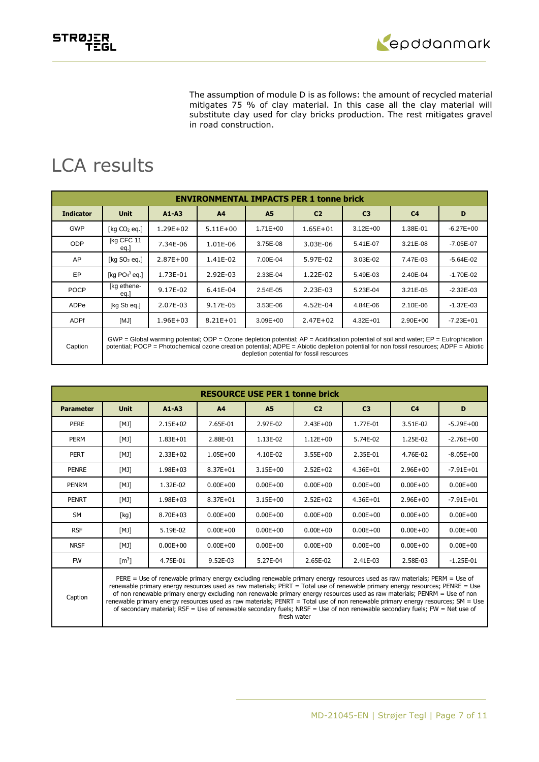The assumption of module D is as follows: the amount of recycled material mitigates 75 % of clay material. In this case all the clay material will substitute clay used for clay bricks production. The rest mitigates gravel in road construction.

# LCA results

| ENVIRONMENTAL IMPACTS PER 1 tonne brick | | | | | | | | |
|---|---|---|---|---|---|---|---|---|
| **Indicator** | **Unit** | **A1-A3** | **A4** | **A5** | **C2** | **C3** | **C4** | **D** |
| GWP | [kg $CO_2$ eq.] | 1.29E+02 | 5.11E+00 | 1.71E+00 | 1.65E+01 | 3.12E+00 | 1.38E-01 | -6.27E+00 |
| ODP | [kg CFC 11 eq.] | 7.34E-06 | 1.01E-06 | 3.75E-08 | 3.03E-06 | 5.41E-07 | 3.21E-08 | -7.05E-07 |
| AP | [kg $SO_2$ eq.] | 2.87E+00 | 1.41E-02 | 7.00E-04 | 5.97E-02 | 3.03E-02 | 7.47E-03 | -5.64E-02 |
| EP | [kg $PO_4^3$ eq.] | 1.73E-01 | 2.92E-03 | 2.33E-04 | 1.22E-02 | 5.49E-03 | 2.40E-04 | -1.70E-02 |
| POCP | [kg ethene-eq.] | 9.17E-02 | 6.41E-04 | 2.54E-05 | 2.23E-03 | 5.23E-04 | 3.21E-05 | -2.32E-03 |
| ADPe | [kg Sb eq.] | 2.07E-03 | 9.17E-05 | 3.53E-06 | 4.52E-04 | 4.84E-06 | 2.10E-06 | -1.37E-03 |
| ADPf | [MJ] | 1.96E+03 | 8.21E+01 | 3.09E+00 | 2.47E+02 | 4.32E+01 | 2.90E+00 | -7.23E+01 |
| Caption | GWP = Global warming potential; ODP = Ozone depletion potential; AP = Acidification potential of soil and water; EP = Eutrophication potential; POCP = Photochemical ozone creation potential; ADPE = Abiotic depletion potential for non fossil resources; ADPF = Abiotic depletion potential for fossil resources | | | | | | | |

| RESOURCE USE PER 1 tonne brick | | | | | | | | |
|---|---|---|---|---|---|---|---|---|
| **Parameter** | **Unit** | **A1-A3** | **A4** | **A5** | **C2** | **C3** | **C4** | **D** |
| PERE | [MJ] | 2.15E+02 | 7.65E-01 | 2.97E-02 | 2.43E+00 | 1.77E-01 | 3.51E-02 | -5.29E+00 |
| PERM | [MJ] | 1.83E+01 | 2.88E-01 | 1.13E-02 | 1.12E+00 | 5.74E-02 | 1.25E-02 | -2.76E+00 |
| PERT | [MJ] | 2.33E+02 | 1.05E+00 | 4.10E-02 | 3.55E+00 | 2.35E-01 | 4.76E-02 | -8.05E+00 |
| PENRE | [MJ] | 1.98E+03 | 8.37E+01 | 3.15E+00 | 2.52E+02 | 4.36E+01 | 2.96E+00 | -7.91E+01 |
| PENRM | [MJ] | 1.32E-02 | 0.00E+00 | 0.00E+00 | 0.00E+00 | 0.00E+00 | 0.00E+00 | 0.00E+00 |
| PENRT | [MJ] | 1.98E+03 | 8.37E+01 | 3.15E+00 | 2.52E+02 | 4.36E+01 | 2.96E+00 | -7.91E+01 |
| SM | [kg] | 8.70E+03 | 0.00E+00 | 0.00E+00 | 0.00E+00 | 0.00E+00 | 0.00E+00 | 0.00E+00 |
| RSF | [MJ] | 5.19E-02 | 0.00E+00 | 0.00E+00 | 0.00E+00 | 0.00E+00 | 0.00E+00 | 0.00E+00 |
| NRSF | [MJ] | 0.00E+00 | 0.00E+00 | 0.00E+00 | 0.00E+00 | 0.00E+00 | 0.00E+00 | 0.00E+00 |
| FW | [$m^3$] | 4.75E-01 | 9.52E-03 | 5.27E-04 | 2.65E-02 | 2.41E-03 | 2.58E-03 | -1.25E-01 |
| Caption | PERE = Use of renewable primary energy excluding renewable primary energy resources used as raw materials; PERM = Use of renewable primary energy resources used as raw materials; PERT = Total use of renewable primary energy resources; PENRE = Use of non renewable primary energy excluding non renewable primary energy resources used as raw materials; PENRM = Use of non renewable primary energy resources used as raw materials; PENRT = Total use of non renewable primary energy resources; SM = Use of secondary material; RSF = Use of renewable secondary fuels; NRSF = Use of non renewable secondary fuels; FW = Net use of fresh water | | | | | | | |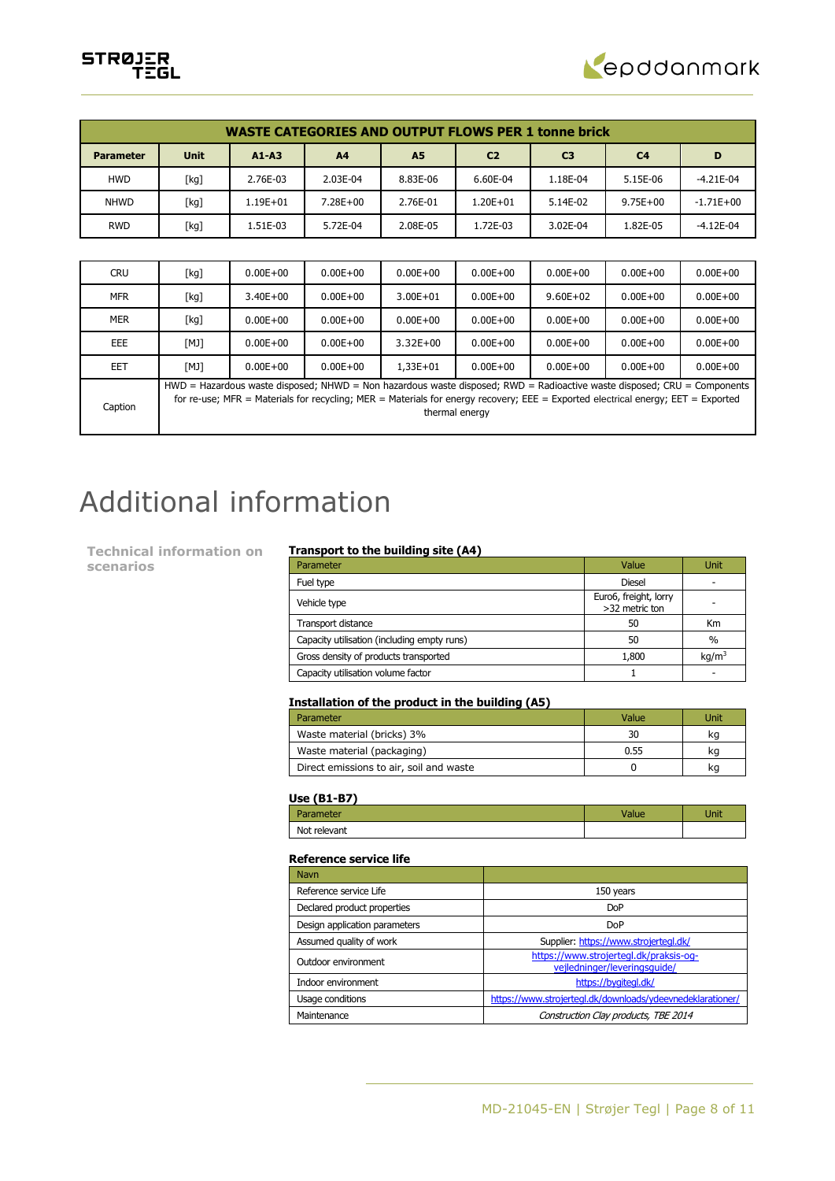| WASTE CATEGORIES AND OUTPUT FLOWS PER 1 tonne brick | | | | | | | | |
|---|---|---|---|---|---|---|---|---|
| Parameter | Unit | A1-A3 | A4 | A5 | C2 | C3 | C4 | D |
| HWD | [kg] | 2.76E-03 | 2.03E-04 | 8.83E-06 | 6.60E-04 | 1.18E-04 | 5.15E-06 | -4.21E-04 |
| NHWD | [kg] | 1.19E+01 | 7.28E+00 | 2.76E-01 | 1.20E+01 | 5.14E-02 | 9.75E+00 | -1.71E+00 |
| RWD | [kg] | 1.51E-03 | 5.72E-04 | 2.08E-05 | 1.72E-03 | 3.02E-04 | 1.82E-05 | -4.12E-04 |
| CRU | [kg] | 0.00E+00 | 0.00E+00 | 0.00E+00 | 0.00E+00 | 0.00E+00 | 0.00E+00 | 0.00E+00 |
| MFR | [kg] | 3.40E+00 | 0.00E+00 | 3.00E+01 | 0.00E+00 | 9.60E+02 | 0.00E+00 | 0.00E+00 |
| MER | [kg] | 0.00E+00 | 0.00E+00 | 0.00E+00 | 0.00E+00 | 0.00E+00 | 0.00E+00 | 0.00E+00 |
| EEE | [MJ] | 0.00E+00 | 0.00E+00 | 3.32E+00 | 0.00E+00 | 0.00E+00 | 0.00E+00 | 0.00E+00 |
| EET | [MJ] | 0.00E+00 | 0.00E+00 | 1,33E+01 | 0.00E+00 | 0.00E+00 | 0.00E+00 | 0.00E+00 |
| Caption | HWD = Hazardous waste disposed; NHWD = Non hazardous waste disposed; RWD = Radioactive waste disposed; CRU = Components for re-use; MFR = Materials for recycling; MER = Materials for energy recovery; EEE = Exported electrical energy; EET = Exported thermal energy | | | | | | | |

# Additional information

**Technical information on scenarios**

### Transport to the building site (A4)

| Parameter | Value | Unit |
|---|---|---|
| Fuel type | Diesel | - |
| Vehicle type | Euro6, freight, lorry >32 metric ton | - |
| Transport distance | 50 | Km |
| Capacity utilisation (including empty runs) | 50 | % |
| Gross density of products transported | 1,800 | kg/m$^3$ |
| Capacity utilisation volume factor | 1 | - |

### Installation of the product in the building (A5)

| Parameter | Value | Unit |
|---|---|---|
| Waste material (bricks) 3% | 30 | kg |
| Waste material (packaging) | 0.55 | kg |
| Direct emissions to air, soil and waste | 0 | kg |

### Use (B1-B7)

| Parameter | Value | Unit |
|---|---|---|
| Not relevant | | |

### Reference service life

| Navn | |
|---|---|
| Reference service Life | 150 years |
| Declared product properties | DoP |
| Design application parameters | DoP |
| Assumed quality of work | Supplier: https://www.strojertegl.dk/ |
| Outdoor environment | https://www.strojertegl.dk/praksis-og-vejledninger/leveringsguide/ |
| Indoor environment | https://bygitegl.dk/ |
| Usage conditions | https://www.strojertegl.dk/downloads/ydeevnedeklarationer/ |
| Maintenance | *Construction Clay products, TBE 2014* |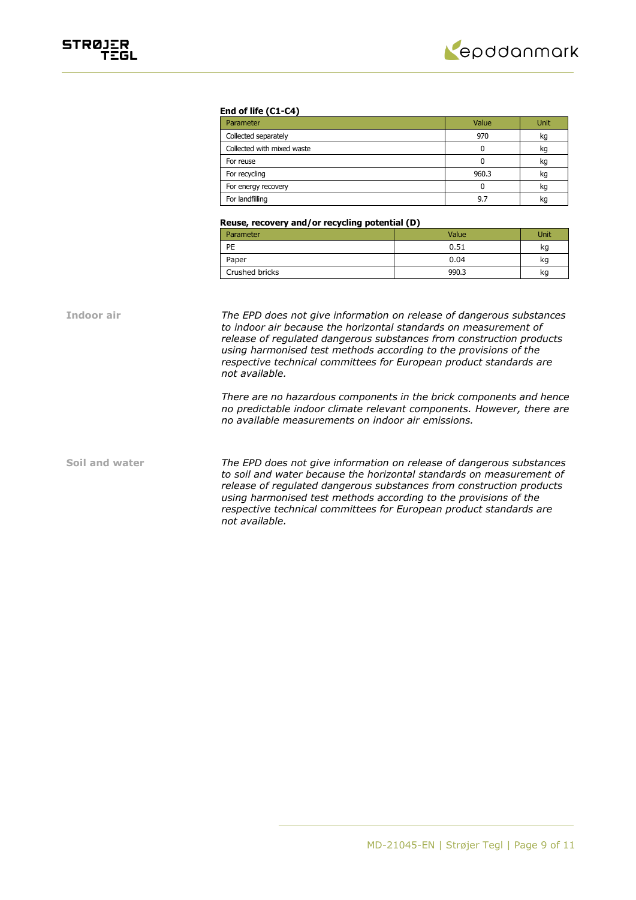**End of life (C1-C4)**

| Parameter | Value | Unit |
|---|---|---|
| Collected separately | 970 | kg |
| Collected with mixed waste | 0 | kg |
| For reuse | 0 | kg |
| For recycling | 960.3 | kg |
| For energy recovery | 0 | kg |
| For landfilling | 9.7 | kg |

**Reuse, recovery and/or recycling potential (D)**

| Parameter | Value | Unit |
|---|---|---|
| PE | 0.51 | kg |
| Paper | 0.04 | kg |
| Crushed bricks | 990.3 | kg |

**Indoor air**

*The EPD does not give information on release of dangerous substances to indoor air because the horizontal standards on measurement of release of regulated dangerous substances from construction products using harmonised test methods according to the provisions of the respective technical committees for European product standards are not available.*

*There are no hazardous components in the brick components and hence no predictable indoor climate relevant components. However, there are no available measurements on indoor air emissions.*

**Soil and water**

*The EPD does not give information on release of dangerous substances to soil and water because the horizontal standards on measurement of release of regulated dangerous substances from construction products using harmonised test methods according to the provisions of the respective technical committees for European product standards are not available.*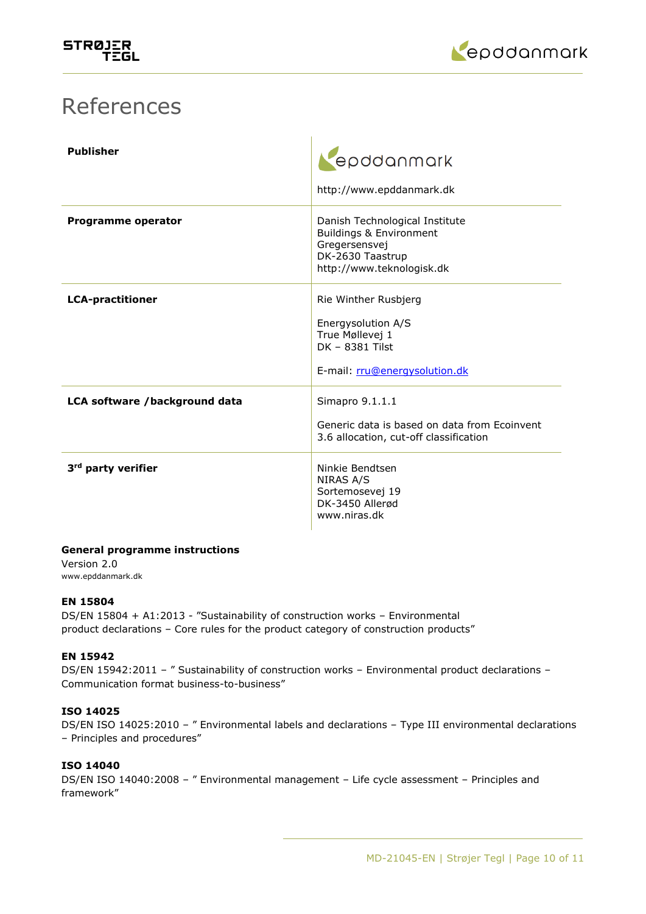# References

| Publisher | epddanmark<br><br>http://www.epddanmark.dk |
|---|---|
| **Programme operator** | Danish Technological Institute<br>Buildings & Environment<br>Gregersensvej<br>DK-2630 Taastrup<br>http://www.teknologisk.dk |
| **LCA-practitioner** | Rie Winther Rusbjerg<br><br>Energysolution A/S<br>True Møllevej 1<br>DK – 8381 Tilst<br><br>E-mail: rru@energysolution.dk |
| **LCA software /background data** | Simapro 9.1.1.1<br><br>Generic data is based on data from Ecoinvent 3.6 allocation, cut-off classification |
| **3rd party verifier** | Ninkie Bendtsen<br>NIRAS A/S<br>Sortemosevej 19<br>DK-3450 Allerød<br>www.niras.dk |

**General programme instructions**
Version 2.0
www.epddanmark.dk

**EN 15804**
DS/EN 15804 + A1:2013 - "Sustainability of construction works – Environmental product declarations – Core rules for the product category of construction products"

**EN 15942**
DS/EN 15942:2011 – " Sustainability of construction works – Environmental product declarations – Communication format business-to-business"

**ISO 14025**
DS/EN ISO 14025:2010 – " Environmental labels and declarations – Type III environmental declarations – Principles and procedures"

**ISO 14040**
DS/EN ISO 14040:2008 – " Environmental management – Life cycle assessment – Principles and framework"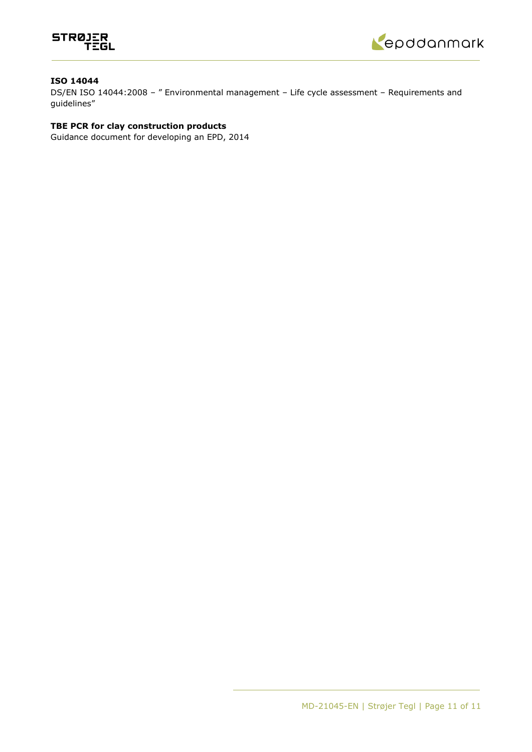**ISO 14044**
DS/EN ISO 14044:2008 – " Environmental management – Life cycle assessment – Requirements and guidelines"

**TBE PCR for clay construction products**
Guidance document for developing an EPD, 2014